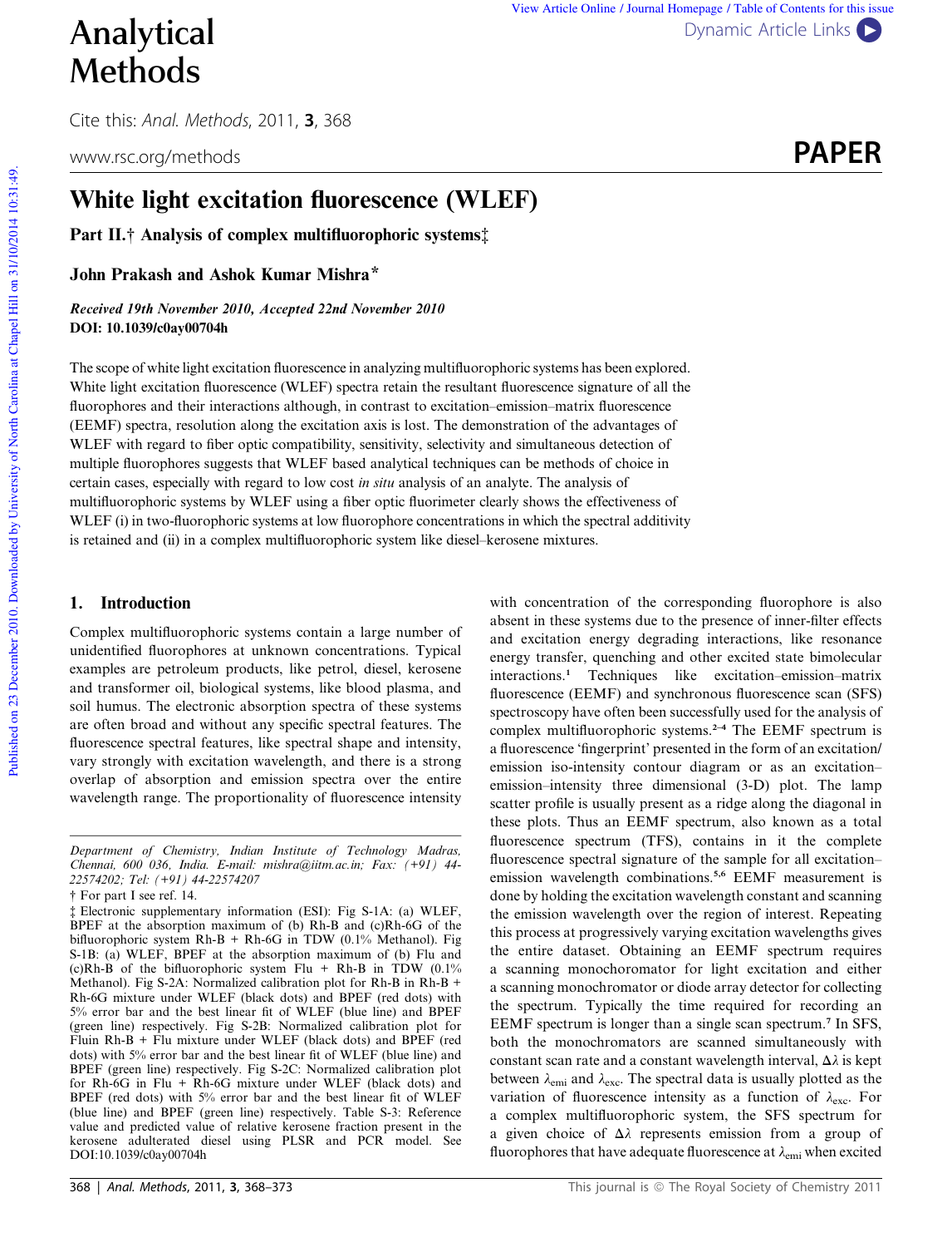# Analytical Methods

Cite this: *Anal. Methods*, 2011, **3**, 368

www.rsc.org/methods

**PAPER**

# White light excitation fluorescence (WLEF)

## Part II.† Analysis of complex multifluorophoric systems‡

**John Prakash and Ashok Kumar Mishra***

***Received 19th November 2010, Accepted 22nd November 2010***

**DOI: 10.1039/c0ay00704h**

The scope of white light excitation fluorescence in analyzing multifluorophoric systems has been explored. White light excitation fluorescence (WLEF) spectra retain the resultant fluorescence signature of all the fluorophores and their interactions although, in contrast to excitation–emission–matrix fluorescence (EEMF) spectra, resolution along the excitation axis is lost. The demonstration of the advantages of WLEF with regard to fiber optic compatibility, sensitivity, selectivity and simultaneous detection of multiple fluorophores suggests that WLEF based analytical techniques can be methods of choice in certain cases, especially with regard to low cost *in situ* analysis of an analyte. The analysis of multifluorophoric systems by WLEF using a fiber optic fluorimeter clearly shows the effectiveness of WLEF (i) in two-fluorophoric systems at low fluorophore concentrations in which the spectral additivity is retained and (ii) in a complex multifluorophoric system like diesel–kerosene mixtures.

## 1. Introduction

Complex multifluorophoric systems contain a large number of unidentified fluorophores at unknown concentrations. Typical examples are petroleum products, like petrol, diesel, kerosene and transformer oil, biological systems, like blood plasma, and soil humus. The electronic absorption spectra of these systems are often broad and without any specific spectral features. The fluorescence spectral features, like spectral shape and intensity, vary strongly with excitation wavelength, and there is a strong overlap of absorption and emission spectra over the entire wavelength range. The proportionality of fluorescence intensity with concentration of the corresponding fluorophore is also absent in these systems due to the presence of inner-filter effects and excitation energy degrading interactions, like resonance energy transfer, quenching and other excited state bimolecular interactions.[1] Techniques like excitation–emission–matrix fluorescence (EEMF) and synchronous fluorescence scan (SFS) spectroscopy have often been successfully used for the analysis of complex multifluorophoric systems.[2–4] The EEMF spectrum is a fluorescence 'fingerprint' presented in the form of an excitation/emission iso-intensity contour diagram or as an excitation–emission–intensity three dimensional (3-D) plot. The lamp scatter profile is usually present as a ridge along the diagonal in these plots. Thus an EEMF spectrum, also known as a total fluorescence spectrum (TFS), contains in it the complete fluorescence spectral signature of the sample for all excitation–emission wavelength combinations.[5,6] EEMF measurement is done by holding the excitation wavelength constant and scanning the emission wavelength over the region of interest. Repeating this process at progressively varying excitation wavelengths gives the entire dataset. Obtaining an EEMF spectrum requires a scanning monochromator for light excitation and either a scanning monochromator or diode array detector for collecting the spectrum. Typically the time required for recording an EEMF spectrum is longer than a single scan spectrum.[7] In SFS, both the monochromators are scanned simultaneously with constant scan rate and a constant wavelength interval, $\Delta\lambda$ is kept between $\lambda_{emi}$ and $\lambda_{exc}$. The spectral data is usually plotted as the variation of fluorescence intensity as a function of $\lambda_{exc}$. For a complex multifluorophoric system, the SFS spectrum for a given choice of $\Delta\lambda$ represents emission from a group of fluorophores that have adequate fluorescence at $\lambda_{emi}$ when excited

---

*Department of Chemistry, Indian Institute of Technology Madras, Chennai, 600 036, India. E-mail: mishra@iitm.ac.in; Fax: (+91) 44-22574202; Tel: (+91) 44-22574207*

† For part I see ref. 14.

‡ Electronic supplementary information (ESI): Fig S-1A: (a) WLEF, BPEF at the absorption maximum of (b) Rh-B and (c)Rh-6G of the bifluorophoric system Rh-B + Rh-6G in TDW (0.1% Methanol). Fig S-1B: (a) WLEF, BPEF at the absorption maximum of (b) Flu and (c)Rh-B of the bifluorophoric system Flu + Rh-B in TDW (0.1% Methanol). Fig S-2A: Normalized calibration plot for Rh-B in Rh-B + Rh-6G mixture under WLEF (black dots) and BPEF (red dots) with 5% error bar and the best linear fit of WLEF (blue line) and BPEF (green line) respectively. Fig S-2B: Normalized calibration plot for Fluin Rh-B + Flu mixture under WLEF (black dots) and BPEF (red dots) with 5% error bar and the best linear fit of WLEF (blue line) and BPEF (green line) respectively. Fig S-2C: Normalized calibration plot for Rh-6G in Flu + Rh-6G mixture under WLEF (black dots) and BPEF (red dots) with 5% error bar and the best linear fit of WLEF (blue line) and BPEF (green line) respectively. Table S-3: Reference value and predicted value of relative kerosene fraction present in the kerosene adulterated diesel using PLSR and PCR model. See DOI:10.1039/c0ay00704h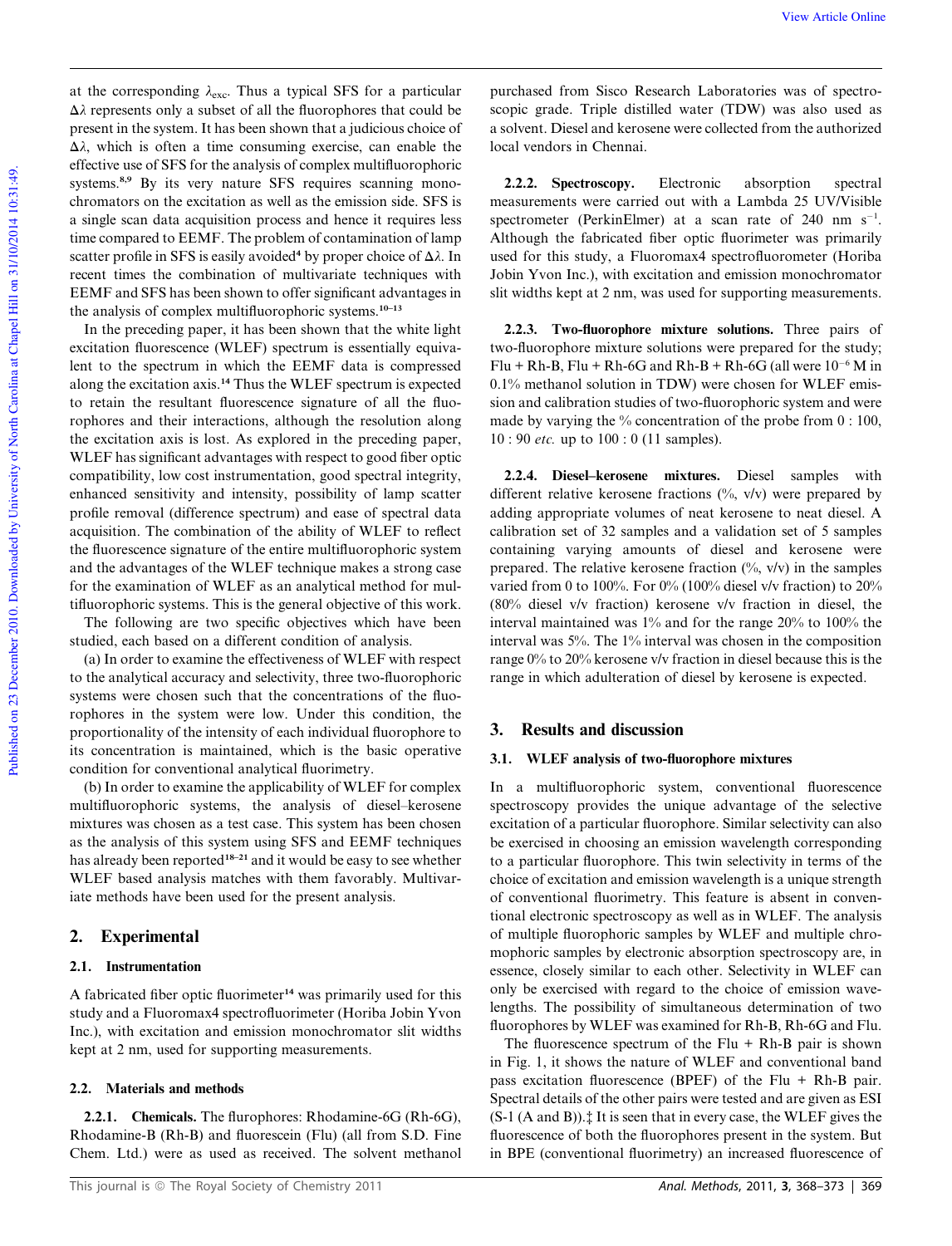at the corresponding $\lambda_{exc}$. Thus a typical SFS for a particular $\Delta\lambda$ represents only a subset of all the fluorophores that could be present in the system. It has been shown that a judicious choice of $\Delta\lambda$, which is often a time consuming exercise, can enable the effective use of SFS for the analysis of complex multifluorophoric systems.[8,9] By its very nature SFS requires scanning monochromators on the excitation as well as the emission side. SFS is a single scan data acquisition process and hence it requires less time compared to EEMF. The problem of contamination of lamp scatter profile in SFS is easily avoided[4] by proper choice of $\Delta\lambda$. In recent times the combination of multivariate techniques with EEMF and SFS has been shown to offer significant advantages in the analysis of complex multifluorophoric systems.[10–13]

In the preceding paper, it has been shown that the white light excitation fluorescence (WLEF) spectrum is essentially equivalent to the spectrum in which the EEMF data is compressed along the excitation axis.[14] Thus the WLEF spectrum is expected to retain the resultant fluorescence signature of all the fluorophores and their interactions, although the resolution along the excitation axis is lost. As explored in the preceding paper, WLEF has significant advantages with respect to good fiber optic compatibility, low cost instrumentation, good spectral integrity, enhanced sensitivity and intensity, possibility of lamp scatter profile removal (difference spectrum) and ease of spectral data acquisition. The combination of the ability of WLEF to reflect the fluorescence signature of the entire multifluorophoric system and the advantages of the WLEF technique makes a strong case for the examination of WLEF as an analytical method for multifluorophoric systems. This is the general objective of this work.

The following are two specific objectives which have been studied, each based on a different condition of analysis.

(a) In order to examine the effectiveness of WLEF with respect to the analytical accuracy and selectivity, three two-fluorophoric systems were chosen such that the concentrations of the fluorophores in the system were low. Under this condition, the proportionality of the intensity of each individual fluorophore to its concentration is maintained, which is the basic operative condition for conventional analytical fluorimetry.

(b) In order to examine the applicability of WLEF for complex multifluorophoric systems, the analysis of diesel–kerosene mixtures was chosen as a test case. This system has been chosen as the analysis of this system using SFS and EEMF techniques has already been reported[18–21] and it would be easy to see whether WLEF based analysis matches with them favorably. Multivariate methods have been used for the present analysis.

## 2. Experimental

### 2.1. Instrumentation

A fabricated fiber optic fluorimeter[14] was primarily used for this study and a Fluoromax4 spectrofluorimeter (Horiba Jobin Yvon Inc.), with excitation and emission monochromator slit widths kept at 2 nm, used for supporting measurements.

### 2.2. Materials and methods

**2.2.1. Chemicals.** The flurophores: Rhodamine-6G (Rh-6G), Rhodamine-B (Rh-B) and fluorescein (Flu) (all from S.D. Fine Chem. Ltd.) were as used as received. The solvent methanol purchased from Sisco Research Laboratories was of spectroscopic grade. Triple distilled water (TDW) was also used as a solvent. Diesel and kerosene were collected from the authorized local vendors in Chennai.

**2.2.2. Spectroscopy.** Electronic absorption spectral measurements were carried out with a Lambda 25 UV/Visible spectrometer (PerkinElmer) at a scan rate of 240 nm $s^{-1}$. Although the fabricated fiber optic fluorimeter was primarily used for this study, a Fluoromax4 spectrofluorometer (Horiba Jobin Yvon Inc.), with excitation and emission monochromator slit widths kept at 2 nm, was used for supporting measurements.

**2.2.3. Two-fluorophore mixture solutions.** Three pairs of two-fluorophore mixture solutions were prepared for the study; Flu + Rh-B, Flu + Rh-6G and Rh-B + Rh-6G (all were $10^{-6}$ M in 0.1% methanol solution in TDW) were chosen for WLEF emission and calibration studies of two-fluorophoric system and were made by varying the % concentration of the probe from 0 : 100, 10 : 90 *etc.* up to 100 : 0 (11 samples).

**2.2.4. Diesel–kerosene mixtures.** Diesel samples with different relative kerosene fractions (%, v/v) were prepared by adding appropriate volumes of neat kerosene to neat diesel. A calibration set of 32 samples and a validation set of 5 samples containing varying amounts of diesel and kerosene were prepared. The relative kerosene fraction (%, v/v) in the samples varied from 0 to 100%. For 0% (100% diesel v/v fraction) to 20% (80% diesel v/v fraction) kerosene v/v fraction in diesel, the interval maintained was 1% and for the range 20% to 100% the interval was 5%. The 1% interval was chosen in the composition range 0% to 20% kerosene v/v fraction in diesel because this is the range in which adulteration of diesel by kerosene is expected.

## 3. Results and discussion

### 3.1. WLEF analysis of two-fluorophore mixtures

In a multifluorophoric system, conventional fluorescence spectroscopy provides the unique advantage of the selective excitation of a particular fluorophore. Similar selectivity can also be exercised in choosing an emission wavelength corresponding to a particular fluorophore. This twin selectivity in terms of the choice of excitation and emission wavelength is a unique strength of conventional fluorimetry. This feature is absent in conventional electronic spectroscopy as well as in WLEF. The analysis of multiple fluorophoric samples by WLEF and multiple chromophoric samples by electronic absorption spectroscopy are, in essence, closely similar to each other. Selectivity in WLEF can only be exercised with regard to the choice of emission wavelengths. The possibility of simultaneous determination of two fluorophores by WLEF was examined for Rh-B, Rh-6G and Flu.

The fluorescence spectrum of the Flu + Rh-B pair is shown in Fig. 1, it shows the nature of WLEF and conventional band pass excitation fluorescence (BPEF) of the Flu + Rh-B pair. Spectral details of the other pairs were tested and are given as ESI (S-1 (A and B)).‡ It is seen that in every case, the WLEF gives the fluorescence of both the fluorophores present in the system. But in BPE (conventional fluorimetry) an increased fluorescence of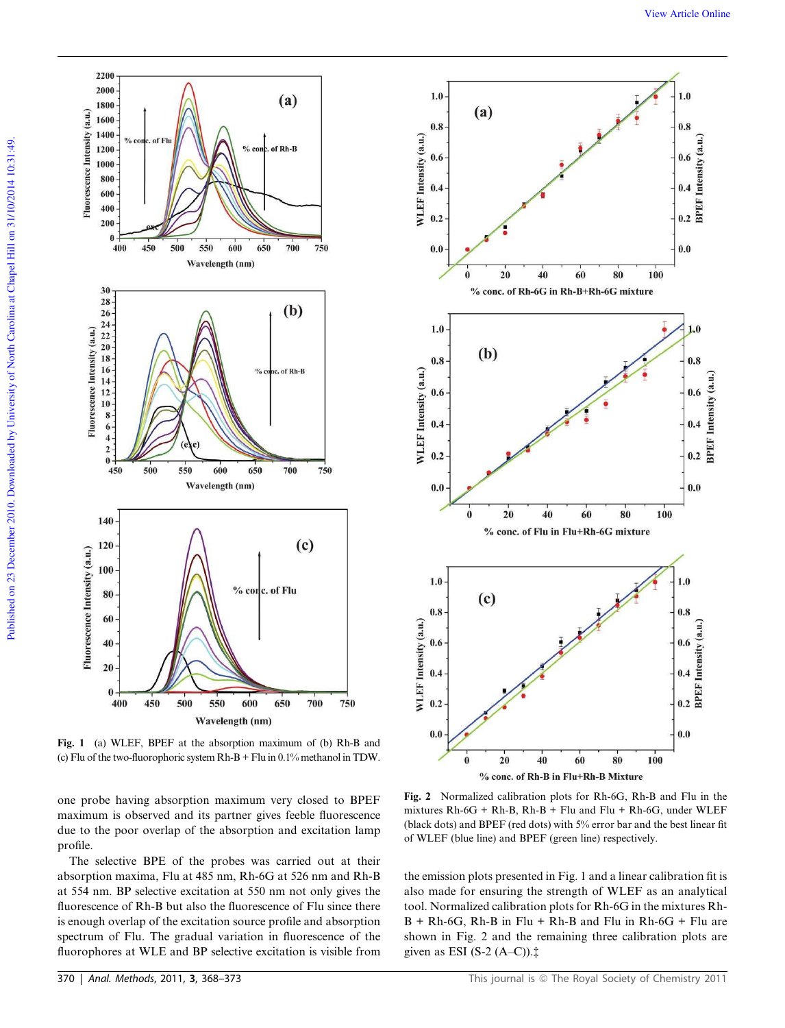Fig. 1 (a) WLEF, BPEF at the absorption maximum of (b) Rh-B and (c) Flu of the two-fluorophoric system Rh-B + Flu in 0.1% methanol in TDW.

Fig. 2 Normalized calibration plots for Rh-6G, Rh-B and Flu in the mixtures Rh-6G + Rh-B, Rh-B + Flu and Flu + Rh-6G, under WLEF (black dots) and BPEF (red dots) with 5% error bar and the best linear fit of WLEF (blue line) and BPEF (green line) respectively.

one probe having absorption maximum very closed to BPEF maximum is observed and its partner gives feeble fluorescence due to the poor overlap of the absorption and excitation lamp profile.

The selective BPE of the probes was carried out at their absorption maxima, Flu at 485 nm, Rh-6G at 526 nm and Rh-B at 554 nm. BP selective excitation at 550 nm not only gives the fluorescence of Rh-B but also the fluorescence of Flu since there is enough overlap of the excitation source profile and absorption spectrum of Flu. The gradual variation in fluorescence of the fluorophores at WLE and BP selective excitation is visible from the emission plots presented in Fig. 1 and a linear calibration fit is also made for ensuring the strength of WLEF as an analytical tool. Normalized calibration plots for Rh-6G in the mixtures Rh-B + Rh-6G, Rh-B in Flu + Rh-B and Flu in Rh-6G + Flu are shown in Fig. 2 and the remaining three calibration plots are given as ESI (S-2 (A–C)).‡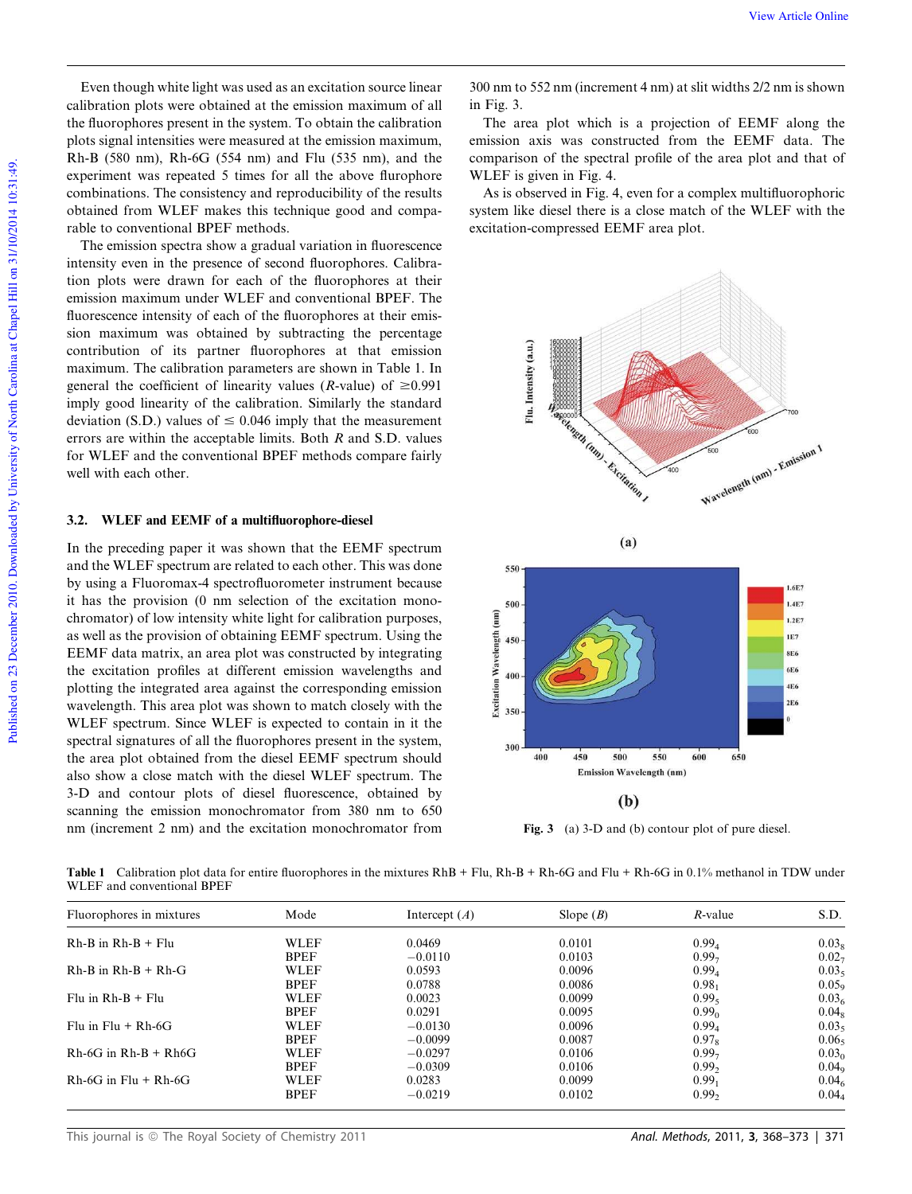Even though white light was used as an excitation source linear calibration plots were obtained at the emission maximum of all the fluorophores present in the system. To obtain the calibration plots signal intensities were measured at the emission maximum, Rh-B (580 nm), Rh-6G (554 nm) and Flu (535 nm), and the experiment was repeated 5 times for all the above flurophore combinations. The consistency and reproducibility of the results obtained from WLEF makes this technique good and comparable to conventional BPEF methods.

The emission spectra show a gradual variation in fluorescence intensity even in the presence of second fluorophores. Calibration plots were drawn for each of the fluorophores at their emission maximum under WLEF and conventional BPEF. The fluorescence intensity of each of the fluorophores at their emission maximum was obtained by subtracting the percentage contribution of its partner fluorophores at that emission maximum. The calibration parameters are shown in Table 1. In general the coefficient of linearity values (*R*-value) of $\geq$0.991 imply good linearity of the calibration. Similarly the standard deviation (S.D.) values of $\leq$ 0.046 imply that the measurement errors are within the acceptable limits. Both *R* and S.D. values for WLEF and the conventional BPEF methods compare fairly well with each other.

## 3.2. WLEF and EEMF of a multifluorophore-diesel

In the preceding paper it was shown that the EEMF spectrum and the WLEF spectrum are related to each other. This was done by using a Fluoromax-4 spectrofluorometer instrument because it has the provision (0 nm selection of the excitation monochromator) of low intensity white light for calibration purposes, as well as the provision of obtaining EEMF spectrum. Using the EEMF data matrix, an area plot was constructed by integrating the excitation profiles at different emission wavelengths and plotting the integrated area against the corresponding emission wavelength. This area plot was shown to match closely with the WLEF spectrum. Since WLEF is expected to contain in it the spectral signatures of all the fluorophores present in the system, the area plot obtained from the diesel EEMF spectrum should also show a close match with the diesel WLEF spectrum. The 3-D and contour plots of diesel fluorescence, obtained by scanning the emission monochromator from 380 nm to 650 nm (increment 2 nm) and the excitation monochromator from 300 nm to 552 nm (increment 4 nm) at slit widths 2/2 nm is shown in Fig. 3.

The area plot which is a projection of EEMF along the emission axis was constructed from the EEMF data. The comparison of the spectral profile of the area plot and that of WLEF is given in Fig. 4.

As is observed in Fig. 4, even for a complex multifluorophoric system like diesel there is a close match of the WLEF with the excitation-compressed EEMF area plot.

**Fig. 3** (a) 3-D and (b) contour plot of pure diesel.

**Table 1** Calibration plot data for entire fluorophores in the mixtures RhB + Flu, Rh-B + Rh-6G and Flu + Rh-6G in 0.1% methanol in TDW under WLEF and conventional BPEF

| Fluorophores in mixtures | Mode | Intercept (*A*) | Slope (*B*) | *R*-value | S.D. |
|---|---|---|---|---|---|
| Rh-B in Rh-B + Flu | WLEF | 0.0469 | 0.0101 | $0.99_4$ | $0.03_8$ |
| | BPEF | −0.0110 | 0.0103 | $0.99_7$ | $0.02_7$ |
| Rh-B in Rh-B + Rh-G | WLEF | 0.0593 | 0.0096 | $0.99_4$ | $0.03_5$ |
| | BPEF | 0.0788 | 0.0086 | $0.98_1$ | $0.05_9$ |
| Flu in Rh-B + Flu | WLEF | 0.0023 | 0.0099 | $0.99_5$ | $0.03_6$ |
| | BPEF | 0.0291 | 0.0095 | $0.99_0$ | $0.04_8$ |
| Flu in Flu + Rh-6G | WLEF | −0.0130 | 0.0096 | $0.99_4$ | $0.03_5$ |
| | BPEF | −0.0099 | 0.0087 | $0.97_8$ | $0.06_5$ |
| Rh-6G in Rh-B + Rh6G | WLEF | −0.0297 | 0.0106 | $0.99_7$ | $0.03_0$ |
| | BPEF | −0.0309 | 0.0106 | $0.99_2$ | $0.04_9$ |
| Rh-6G in Flu + Rh-6G | WLEF | 0.0283 | 0.0099 | $0.99_1$ | $0.04_6$ |
| | BPEF | −0.0219 | 0.0102 | $0.99_2$ | $0.04_4$ |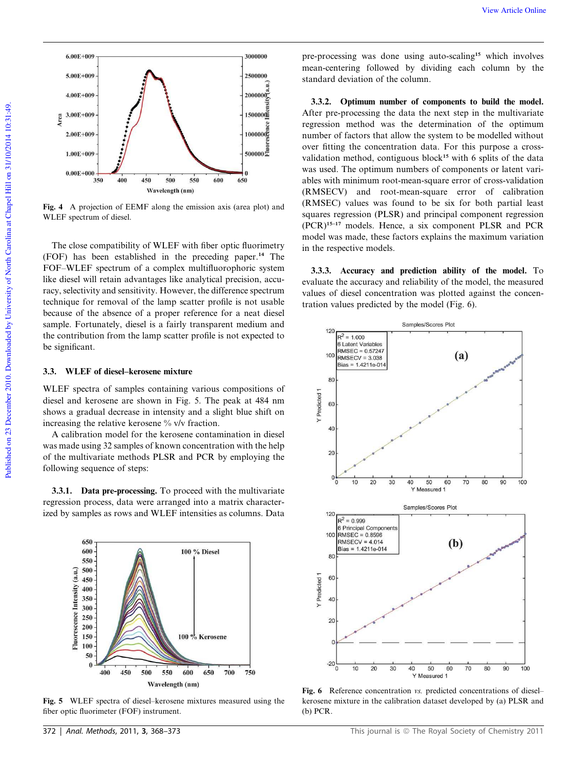Fig. 4 A projection of EEMF along the emission axis (area plot) and WLEF spectrum of diesel.

The close compatibility of WLEF with fiber optic fluorimetry (FOF) has been established in the preceding paper.[14] The FOF–WLEF spectrum of a complex multifluorophoric system like diesel will retain advantages like analytical precision, accuracy, selectivity and sensitivity. However, the difference spectrum technique for removal of the lamp scatter profile is not usable because of the absence of a proper reference for a neat diesel sample. Fortunately, diesel is a fairly transparent medium and the contribution from the lamp scatter profile is not expected to be significant.

## 3.3. WLEF of diesel–kerosene mixture

WLEF spectra of samples containing various compositions of diesel and kerosene are shown in Fig. 5. The peak at 484 nm shows a gradual decrease in intensity and a slight blue shift on increasing the relative kerosene % v/v fraction.

A calibration model for the kerosene contamination in diesel was made using 32 samples of known concentration with the help of the multivariate methods PLSR and PCR by employing the following sequence of steps:

**3.3.1. Data pre-processing.** To proceed with the multivariate regression process, data were arranged into a matrix characterized by samples as rows and WLEF intensities as columns. Data pre-processing was done using auto-scaling[15] which involves mean-centering followed by dividing each column by the standard deviation of the column.

Fig. 5 WLEF spectra of diesel–kerosene mixtures measured using the fiber optic fluorimeter (FOF) instrument.

**3.3.2. Optimum number of components to build the model.** After pre-processing the data the next step in the multivariate regression method was the determination of the optimum number of factors that allow the system to be modelled without over fitting the concentration data. For this purpose a cross-validation method, contiguous block[15] with 6 splits of the data was used. The optimum numbers of components or latent variables with minimum root-mean-square error of cross-validation (RMSECV) and root-mean-square error of calibration (RMSEC) values was found to be six for both partial least squares regression (PLSR) and principal component regression (PCR)[15–17] models. Hence, a six component PLSR and PCR model was made, these factors explains the maximum variation in the respective models.

**3.3.3. Accuracy and prediction ability of the model.** To evaluate the accuracy and reliability of the model, the measured values of diesel concentration was plotted against the concentration values predicted by the model (Fig. 6).

Fig. 6 Reference concentration *vs.* predicted concentrations of diesel–kerosene mixture in the calibration dataset developed by (a) PLSR and (b) PCR.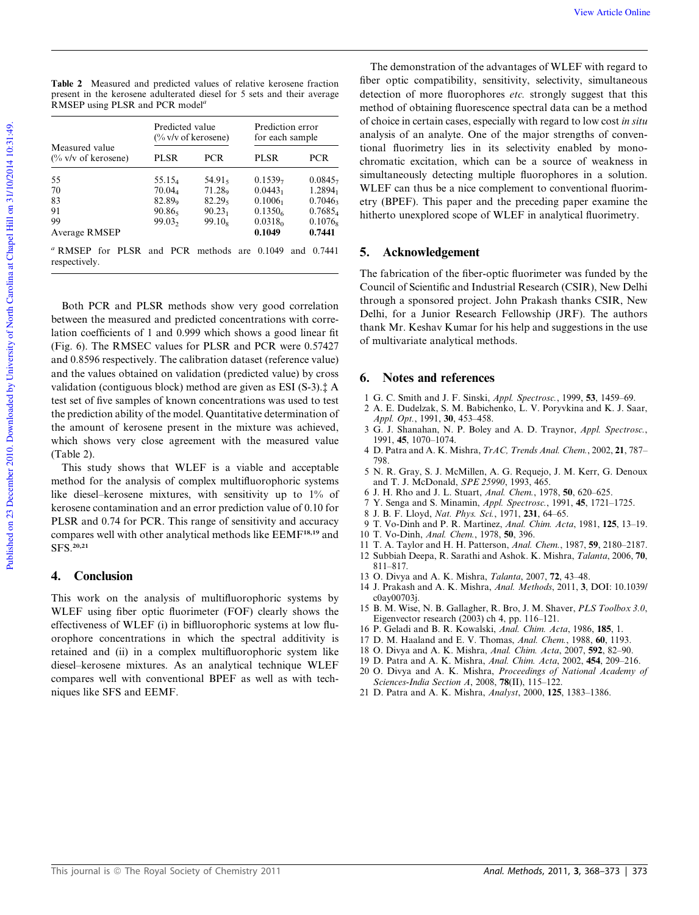**Table 2** Measured and predicted values of relative kerosene fraction present in the kerosene adulterated diesel for 5 sets and their average RMSEP using PLSR and PCR model[a]

| Measured value (% v/v of kerosene) | Predicted value (% v/v of kerosene) | | Prediction error for each sample | |
|---|---|---|---|---|
| | PLSR | PCR | PLSR | PCR |
| 55 | $55.15_4$ | $54.91_5$ | $0.1539_7$ | $0.0845_7$ |
| 70 | $70.04_4$ | $71.28_9$ | $0.0443_1$ | $1.2894_1$ |
| 83 | $82.89_9$ | $82.29_5$ | $0.1006_1$ | $0.7046_3$ |
| 91 | $90.86_5$ | $90.23_1$ | $0.1350_6$ | $0.7685_4$ |
| 99 | $99.03_2$ | $99.10_8$ | $0.0318_0$ | $0.1076_8$ |
| Average RMSEP | | | **0.1049** | **0.7441** |

[a] RMSEP for PLSR and PCR methods are 0.1049 and 0.7441 respectively.

Both PCR and PLSR methods show very good correlation between the measured and predicted concentrations with correlation coefficients of 1 and 0.999 which shows a good linear fit (Fig. 6). The RMSEC values for PLSR and PCR were 0.57427 and 0.8596 respectively. The calibration dataset (reference value) and the values obtained on validation (predicted value) by cross validation (contiguous block) method are given as ESI (S-3).‡ A test set of five samples of known concentrations was used to test the prediction ability of the model. Quantitative determination of the amount of kerosene present in the mixture was achieved, which shows very close agreement with the measured value (Table 2).

This study shows that WLEF is a viable and acceptable method for the analysis of complex multifluorophoric systems like diesel–kerosene mixtures, with sensitivity up to 1% of kerosene contamination and an error prediction value of 0.10 for PLSR and 0.74 for PCR. This range of sensitivity and accuracy compares well with other analytical methods like EEMF[18,19] and SFS.[20,21]

## 4. Conclusion

This work on the analysis of multifluorophoric systems by WLEF using fiber optic fluorimeter (FOF) clearly shows the effectiveness of WLEF (i) in bifluorophoric systems at low fluorophore concentrations in which the spectral additivity is retained and (ii) in a complex multifluorophoric system like diesel–kerosene mixtures. As an analytical technique WLEF compares well with conventional BPEF as well as with techniques like SFS and EEMF.

The demonstration of the advantages of WLEF with regard to fiber optic compatibility, sensitivity, selectivity, simultaneous detection of more fluorophores *etc.* strongly suggest that this method of obtaining fluorescence spectral data can be a method of choice in certain cases, especially with regard to low cost *in situ* analysis of an analyte. One of the major strengths of conventional fluorimetry lies in its selectivity enabled by monochromatic excitation, which can be a source of weakness in simultaneously detecting multiple fluorophores in a solution. WLEF can thus be a nice complement to conventional fluorimetry (BPEF). This paper and the preceding paper examine the hitherto unexplored scope of WLEF in analytical fluorimetry.

## 5. Acknowledgement

The fabrication of the fiber-optic fluorimeter was funded by the Council of Scientific and Industrial Research (CSIR), New Delhi through a sponsored project. John Prakash thanks CSIR, New Delhi, for a Junior Research Fellowship (JRF). The authors thank Mr. Keshav Kumar for his help and suggestions in the use of multivariate analytical methods.

## 6. Notes and references

1 G. C. Smith and J. F. Sinski, *Appl. Spectrosc.*, 1999, **53**, 1459–69.
2 A. E. Dudelzak, S. M. Babichenko, L. V. Poryvkina and K. J. Saar, *Appl. Opt.*, 1991, **30**, 453–458.
3 G. J. Shanahan, N. P. Boley and A. D. Traynor, *Appl. Spectrosc.*, 1991, **45**, 1070–1074.
4 D. Patra and A. K. Mishra, *TrAC, Trends Anal. Chem.*, 2002, **21**, 787–798.
5 N. R. Gray, S. J. McMillen, A. G. Requejo, J. M. Kerr, G. Denoux and T. J. McDonald, *SPE 25990*, 1993, 465.
6 J. H. Rho and J. L. Stuart, *Anal. Chem.*, 1978, **50**, 620–625.
7 Y. Senga and S. Minamin, *Appl. Spectrosc.*, 1991, **45**, 1721–1725.
8 J. B. F. Lloyd, *Nat. Phys. Sci.*, 1971, **231**, 64–65.
9 T. Vo-Dinh and P. R. Martinez, *Anal. Chim. Acta*, 1981, **125**, 13–19.
10 T. Vo-Dinh, *Anal. Chem.*, 1978, **50**, 396.
11 T. A. Taylor and H. H. Patterson, *Anal. Chem.*, 1987, **59**, 2180–2187.
12 Subbiah Deepa, R. Sarathi and Ashok. K. Mishra, *Talanta*, 2006, **70**, 811–817.
13 O. Divya and A. K. Mishra, *Talanta*, 2007, **72**, 43–48.
14 J. Prakash and A. K. Mishra, *Anal. Methods*, 2011, **3**, DOI: 10.1039/c0ay00703j.
15 B. M. Wise, N. B. Gallagher, R. Bro, J. M. Shaver, *PLS Toolbox 3.0*, Eigenvector research (2003) ch 4, pp. 116–121.
16 P. Geladi and B. R. Kowalski, *Anal. Chim. Acta*, 1986, **185**, 1.
17 D. M. Haaland and E. V. Thomas, *Anal. Chem.*, 1988, **60**, 1193.
18 O. Divya and A. K. Mishra, *Anal. Chim. Acta*, 2007, **592**, 82–90.
19 D. Patra and A. K. Mishra, *Anal. Chim. Acta*, 2002, **454**, 209–216.
20 O. Divya and A. K. Mishra, *Proceedings of National Academy of Sciences-India Section A*, 2008, **78**(II), 115–122.
21 D. Patra and A. K. Mishra, *Analyst*, 2000, **125**, 1383–1386.